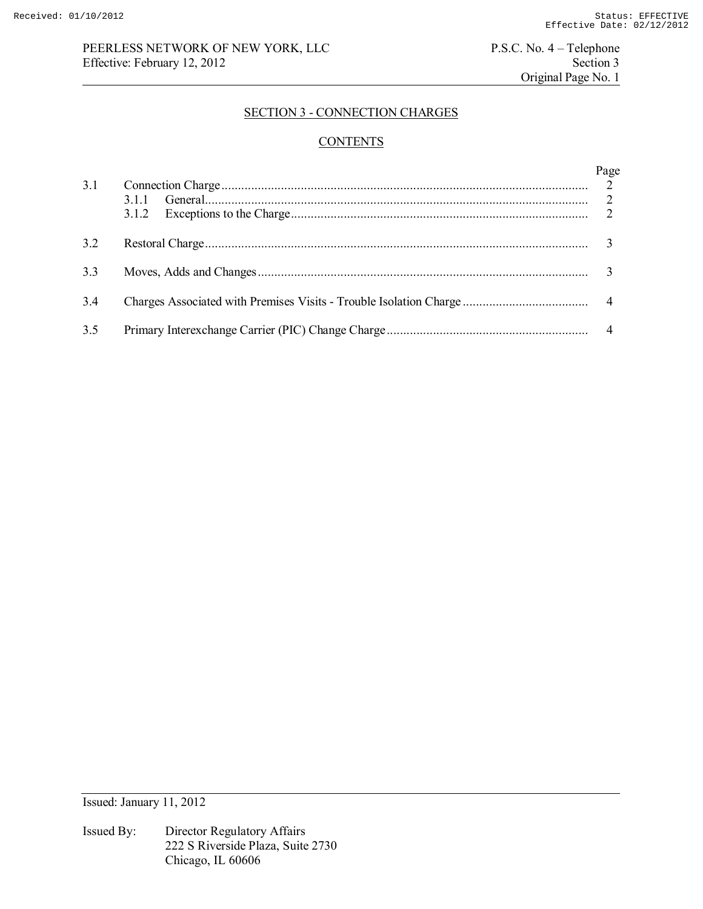## SECTION 3 - CONNECTION CHARGES

### CONTENTS

| | | Page |
|---|---|---|
| 3.1 | Connection Charge | 2 |
| | 3.1.1 General | 2 |
| | 3.1.2 Exceptions to the Charge | 2 |
| 3.2 | Restoral Charge | 3 |
| 3.3 | Moves, Adds and Changes | 3 |
| 3.4 | Charges Associated with Premises Visits - Trouble Isolation Charge | 4 |
| 3.5 | Primary Interexchange Carrier (PIC) Change Charge | 4 |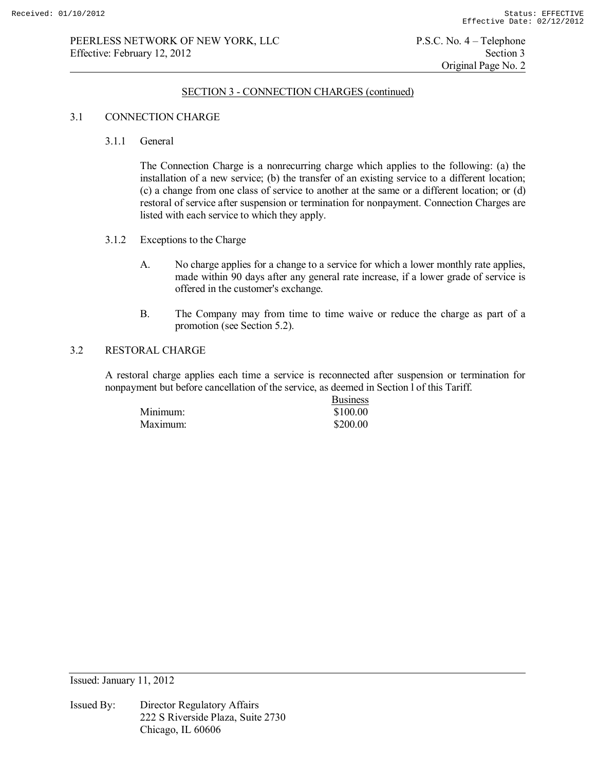## SECTION 3 - CONNECTION CHARGES (continued)

### 3.1 CONNECTION CHARGE

#### 3.1.1 General

The Connection Charge is a nonrecurring charge which applies to the following: (a) the installation of a new service; (b) the transfer of an existing service to a different location; (c) a change from one class of service to another at the same or a different location; or (d) restoral of service after suspension or termination for nonpayment. Connection Charges are listed with each service to which they apply.

#### 3.1.2 Exceptions to the Charge

A. No charge applies for a change to a service for which a lower monthly rate applies, made within 90 days after any general rate increase, if a lower grade of service is offered in the customer's exchange.

B. The Company may from time to time waive or reduce the charge as part of a promotion (see Section 5.2).

### 3.2 RESTORAL CHARGE

A restoral charge applies each time a service is reconnected after suspension or termination for nonpayment but before cancellation of the service, as deemed in Section l of this Tariff.

| | Business |
|---|---|
| Minimum: | $100.00 |
| Maximum: | $200.00 |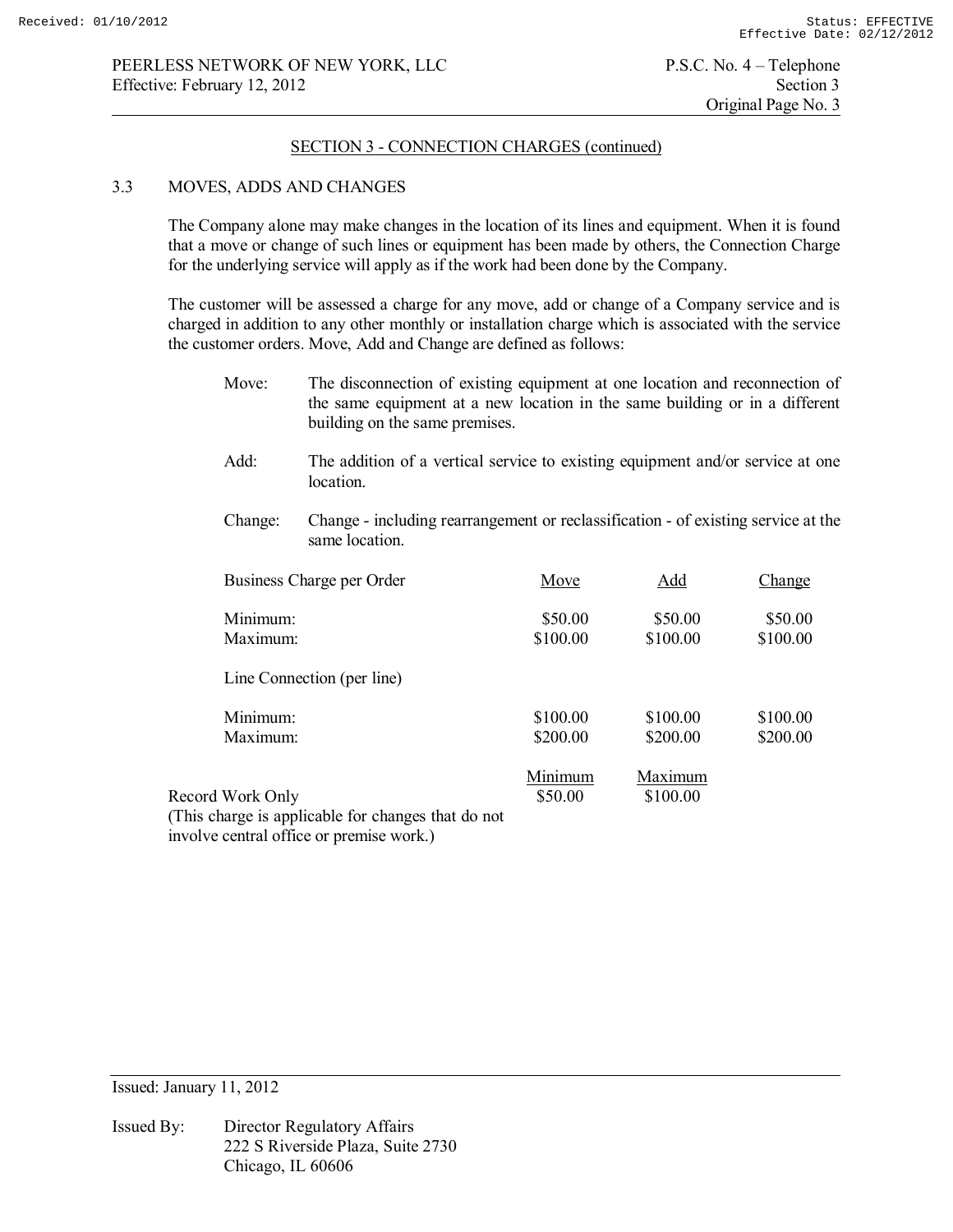## SECTION 3 - CONNECTION CHARGES (continued)

### 3.3 MOVES, ADDS AND CHANGES

The Company alone may make changes in the location of its lines and equipment. When it is found that a move or change of such lines or equipment has been made by others, the Connection Charge for the underlying service will apply as if the work had been done by the Company.

The customer will be assessed a charge for any move, add or change of a Company service and is charged in addition to any other monthly or installation charge which is associated with the service the customer orders. Move, Add and Change are defined as follows:

- Move: The disconnection of existing equipment at one location and reconnection of the same equipment at a new location in the same building or in a different building on the same premises.
- Add: The addition of a vertical service to existing equipment and/or service at one location.
- Change: Change - including rearrangement or reclassification - of existing service at the same location.

| Business Charge per Order | Move | Add | Change |
|---|---|---|---|
| Minimum: | $50.00 | $50.00 | $50.00 |
| Maximum: | $100.00 | $100.00 | $100.00 |
| **Line Connection (per line)** | | | |
| Minimum: | $100.00 | $100.00 | $100.00 |
| Maximum: | $200.00 | $200.00 | $200.00 |

| | Minimum | Maximum |
|---|---|---|
| Record Work Only (This charge is applicable for changes that do not involve central office or premise work.) | $50.00 | $100.00 |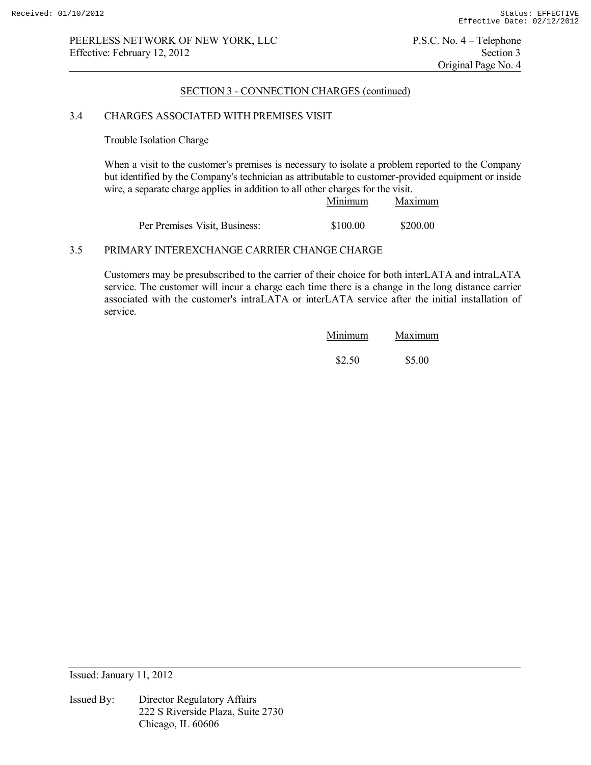## SECTION 3 - CONNECTION CHARGES (continued)

### 3.4 CHARGES ASSOCIATED WITH PREMISES VISIT

Trouble Isolation Charge

When a visit to the customer's premises is necessary to isolate a problem reported to the Company but identified by the Company's technician as attributable to customer-provided equipment or inside wire, a separate charge applies in addition to all other charges for the visit.

| | Minimum | Maximum |
|---|---|---|
| Per Premises Visit, Business: | $100.00 | $200.00 |

### 3.5 PRIMARY INTEREXCHANGE CARRIER CHANGE CHARGE

Customers may be presubscribed to the carrier of their choice for both interLATA and intraLATA service. The customer will incur a charge each time there is a change in the long distance carrier associated with the customer's intraLATA or interLATA service after the initial installation of service.

| Minimum | Maximum |
|---|---|
| $2.50 | $5.00 |